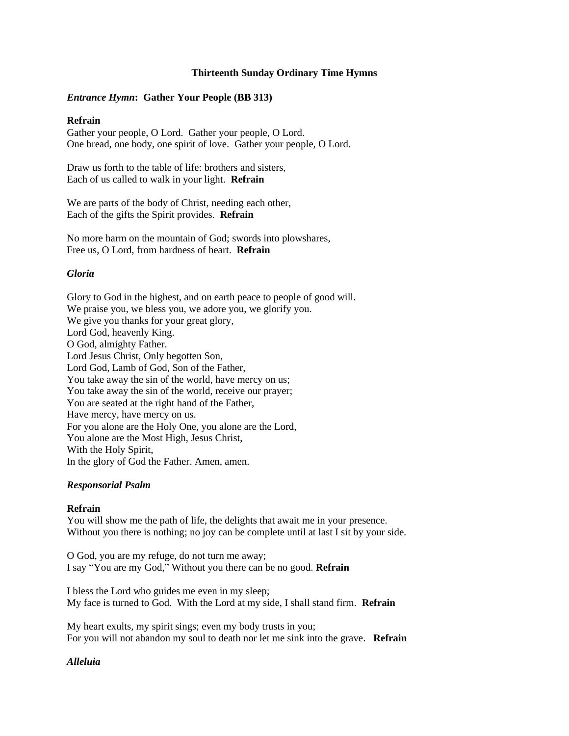# Thirteenth Sunday Ordinary Time Hymns

***Entrance Hymn*: Gather Your People (BB 313)**

**Refrain**
Gather your people, O Lord. Gather your people, O Lord.
One bread, one body, one spirit of love. Gather your people, O Lord.

Draw us forth to the table of life: brothers and sisters,
Each of us called to walk in your light. **Refrain**

We are parts of the body of Christ, needing each other,
Each of the gifts the Spirit provides. **Refrain**

No more harm on the mountain of God; swords into plowshares,
Free us, O Lord, from hardness of heart. **Refrain**

***Gloria***

Glory to God in the highest, and on earth peace to people of good will.
We praise you, we bless you, we adore you, we glorify you.
We give you thanks for your great glory,
Lord God, heavenly King.
O God, almighty Father.
Lord Jesus Christ, Only begotten Son,
Lord God, Lamb of God, Son of the Father,
You take away the sin of the world, have mercy on us;
You take away the sin of the world, receive our prayer;
You are seated at the right hand of the Father,
Have mercy, have mercy on us.
For you alone are the Holy One, you alone are the Lord,
You alone are the Most High, Jesus Christ,
With the Holy Spirit,
In the glory of God the Father. Amen, amen.

***Responsorial Psalm***

**Refrain**
You will show me the path of life, the delights that await me in your presence.
Without you there is nothing; no joy can be complete until at last I sit by your side.

O God, you are my refuge, do not turn me away;
I say "You are my God," Without you there can be no good. **Refrain**

I bless the Lord who guides me even in my sleep;
My face is turned to God. With the Lord at my side, I shall stand firm. **Refrain**

My heart exults, my spirit sings; even my body trusts in you;
For you will not abandon my soul to death nor let me sink into the grave. **Refrain**

***Alleluia***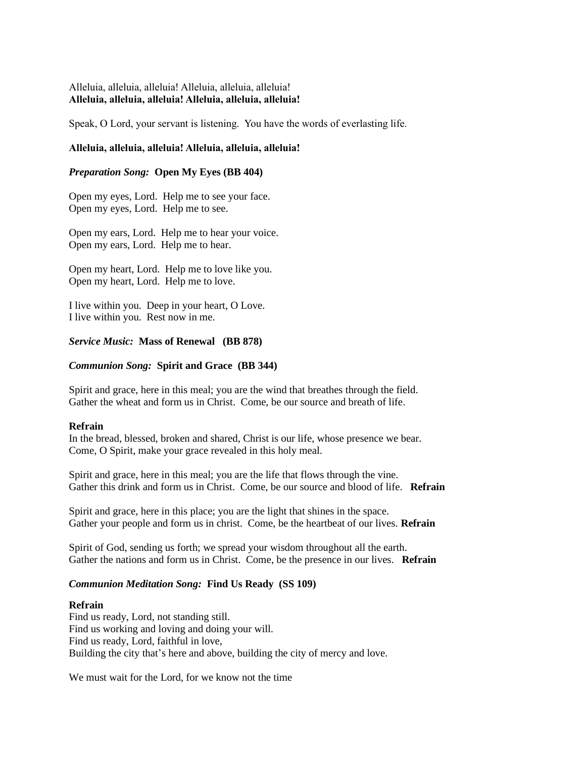Alleluia, alleluia, alleluia! Alleluia, alleluia, alleluia!
**Alleluia, alleluia, alleluia! Alleluia, alleluia, alleluia!**

Speak, O Lord, your servant is listening. You have the words of everlasting life.

**Alleluia, alleluia, alleluia! Alleluia, alleluia, alleluia!**

***Preparation Song:*** **Open My Eyes (BB 404)**

Open my eyes, Lord. Help me to see your face.
Open my eyes, Lord. Help me to see.

Open my ears, Lord. Help me to hear your voice.
Open my ears, Lord. Help me to hear.

Open my heart, Lord. Help me to love like you.
Open my heart, Lord. Help me to love.

I live within you. Deep in your heart, O Love.
I live within you. Rest now in me.

***Service Music:*** **Mass of Renewal (BB 878)**

***Communion Song:*** **Spirit and Grace (BB 344)**

Spirit and grace, here in this meal; you are the wind that breathes through the field.
Gather the wheat and form us in Christ. Come, be our source and breath of life.

**Refrain**
In the bread, blessed, broken and shared, Christ is our life, whose presence we bear.
Come, O Spirit, make your grace revealed in this holy meal.

Spirit and grace, here in this meal; you are the life that flows through the vine.
Gather this drink and form us in Christ. Come, be our source and blood of life. **Refrain**

Spirit and grace, here in this place; you are the light that shines in the space.
Gather your people and form us in christ. Come, be the heartbeat of our lives. **Refrain**

Spirit of God, sending us forth; we spread your wisdom throughout all the earth.
Gather the nations and form us in Christ. Come, be the presence in our lives. **Refrain**

***Communion Meditation Song:*** **Find Us Ready (SS 109)**

**Refrain**
Find us ready, Lord, not standing still.
Find us working and loving and doing your will.
Find us ready, Lord, faithful in love,
Building the city that's here and above, building the city of mercy and love.

We must wait for the Lord, for we know not the time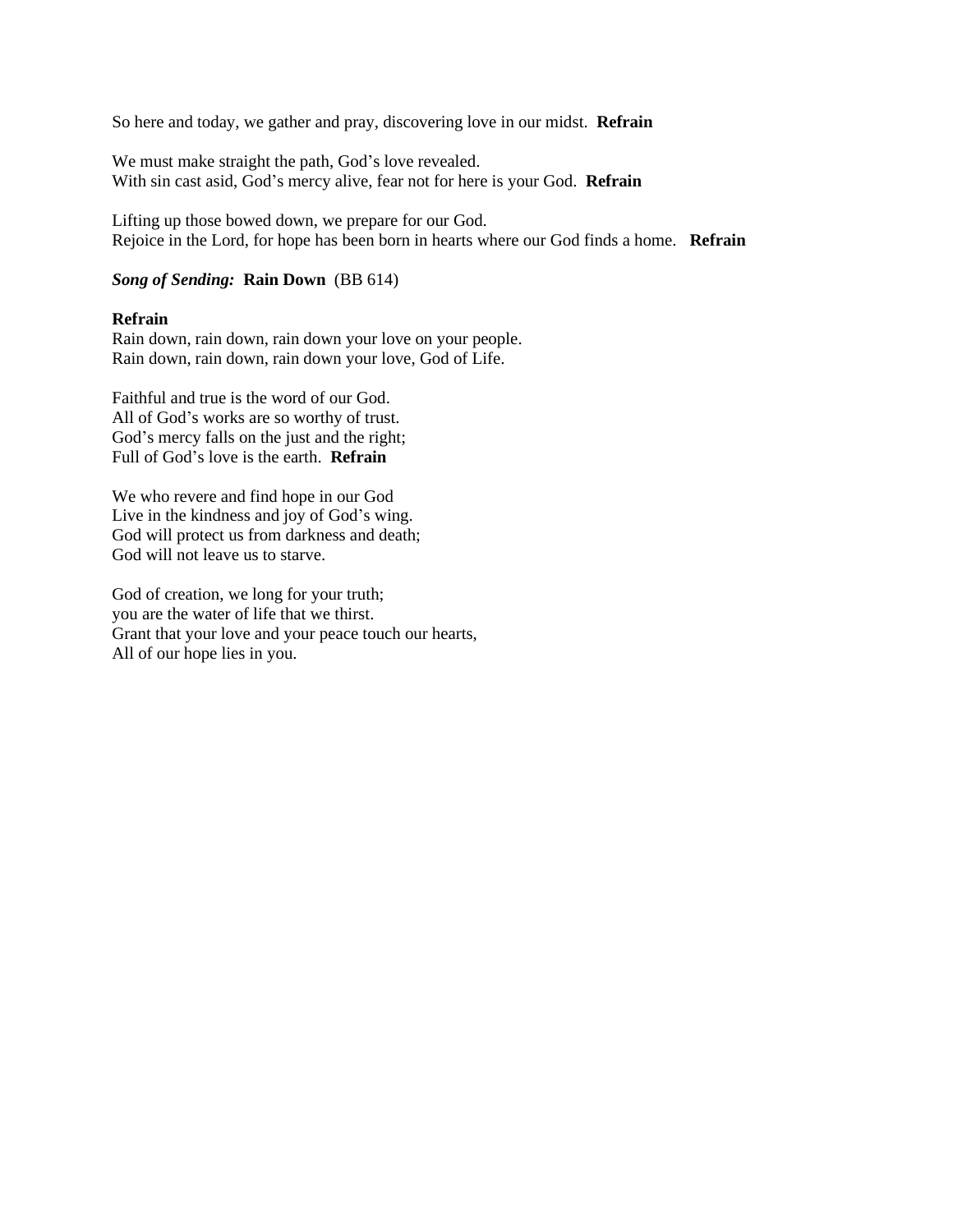So here and today, we gather and pray, discovering love in our midst.  **Refrain**

We must make straight the path, God's love revealed.
With sin cast asid, God's mercy alive, fear not for here is your God.  **Refrain**

Lifting up those bowed down, we prepare for our God.
Rejoice in the Lord, for hope has been born in hearts where our God finds a home.   **Refrain**

***Song of Sending:*** **Rain Down** (BB 614)

**Refrain**
Rain down, rain down, rain down your love on your people.
Rain down, rain down, rain down your love, God of Life.

Faithful and true is the word of our God.
All of God's works are so worthy of trust.
God's mercy falls on the just and the right;
Full of God's love is the earth.  **Refrain**

We who revere and find hope in our God
Live in the kindness and joy of God's wing.
God will protect us from darkness and death;
God will not leave us to starve.

God of creation, we long for your truth;
you are the water of life that we thirst.
Grant that your love and your peace touch our hearts,
All of our hope lies in you.